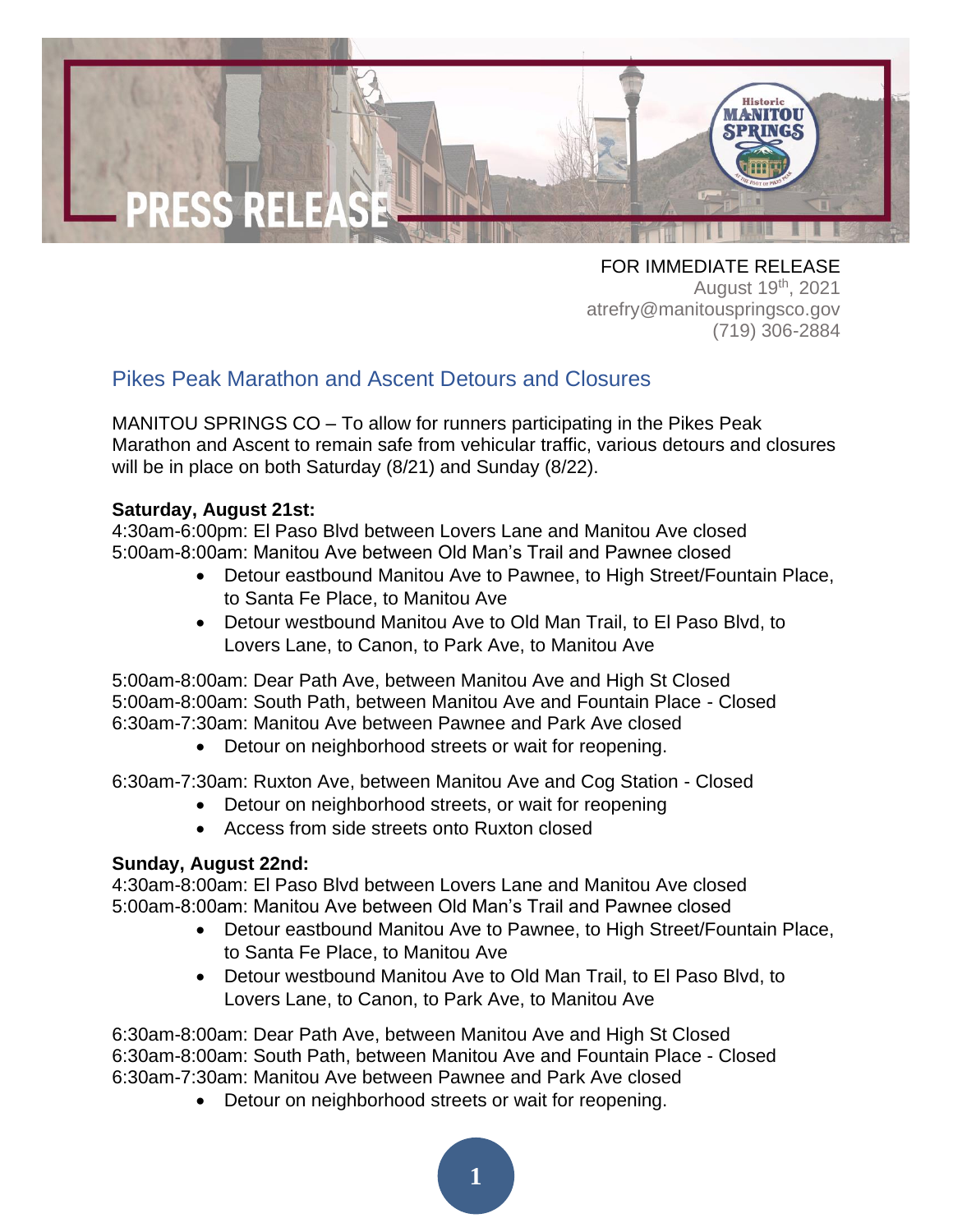PRESS RELEASE

FOR IMMEDIATE RELEASE
August 19th, 2021
atrefry@manitouspringsco.gov
(719) 306-2884

## Pikes Peak Marathon and Ascent Detours and Closures

MANITOU SPRINGS CO – To allow for runners participating in the Pikes Peak Marathon and Ascent to remain safe from vehicular traffic, various detours and closures will be in place on both Saturday (8/21) and Sunday (8/22).

**Saturday, August 21st:**

4:30am-6:00pm: El Paso Blvd between Lovers Lane and Manitou Ave closed
5:00am-8:00am: Manitou Ave between Old Man's Trail and Pawnee closed

- Detour eastbound Manitou Ave to Pawnee, to High Street/Fountain Place, to Santa Fe Place, to Manitou Ave
- Detour westbound Manitou Ave to Old Man Trail, to El Paso Blvd, to Lovers Lane, to Canon, to Park Ave, to Manitou Ave

5:00am-8:00am: Dear Path Ave, between Manitou Ave and High St Closed
5:00am-8:00am: South Path, between Manitou Ave and Fountain Place - Closed
6:30am-7:30am: Manitou Ave between Pawnee and Park Ave closed

- Detour on neighborhood streets or wait for reopening.

6:30am-7:30am: Ruxton Ave, between Manitou Ave and Cog Station - Closed

- Detour on neighborhood streets, or wait for reopening
- Access from side streets onto Ruxton closed

**Sunday, August 22nd:**

4:30am-8:00am: El Paso Blvd between Lovers Lane and Manitou Ave closed
5:00am-8:00am: Manitou Ave between Old Man's Trail and Pawnee closed

- Detour eastbound Manitou Ave to Pawnee, to High Street/Fountain Place, to Santa Fe Place, to Manitou Ave
- Detour westbound Manitou Ave to Old Man Trail, to El Paso Blvd, to Lovers Lane, to Canon, to Park Ave, to Manitou Ave

6:30am-8:00am: Dear Path Ave, between Manitou Ave and High St Closed
6:30am-8:00am: South Path, between Manitou Ave and Fountain Place - Closed
6:30am-7:30am: Manitou Ave between Pawnee and Park Ave closed

- Detour on neighborhood streets or wait for reopening.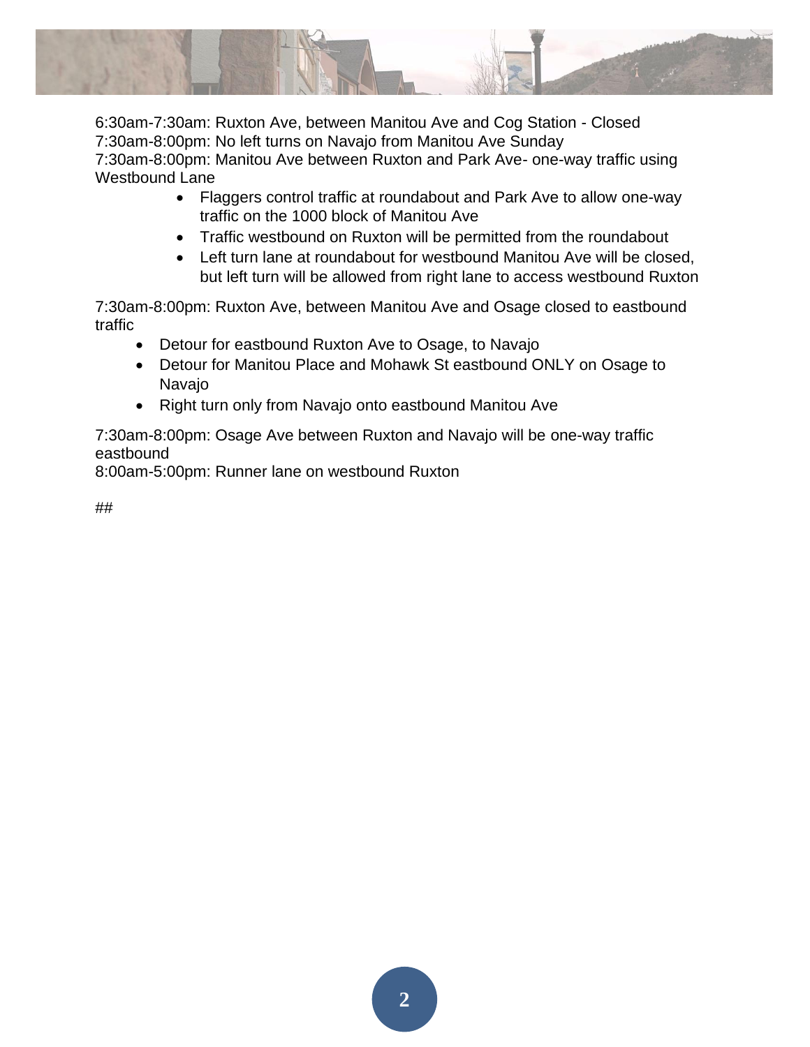6:30am-7:30am: Ruxton Ave, between Manitou Ave and Cog Station - Closed
7:30am-8:00pm: No left turns on Navajo from Manitou Ave Sunday
7:30am-8:00pm: Manitou Ave between Ruxton and Park Ave- one-way traffic using Westbound Lane

- Flaggers control traffic at roundabout and Park Ave to allow one-way traffic on the 1000 block of Manitou Ave
- Traffic westbound on Ruxton will be permitted from the roundabout
- Left turn lane at roundabout for westbound Manitou Ave will be closed, but left turn will be allowed from right lane to access westbound Ruxton

7:30am-8:00pm: Ruxton Ave, between Manitou Ave and Osage closed to eastbound traffic

- Detour for eastbound Ruxton Ave to Osage, to Navajo
- Detour for Manitou Place and Mohawk St eastbound ONLY on Osage to Navajo
- Right turn only from Navajo onto eastbound Manitou Ave

7:30am-8:00pm: Osage Ave between Ruxton and Navajo will be one-way traffic eastbound
8:00am-5:00pm: Runner lane on westbound Ruxton

##